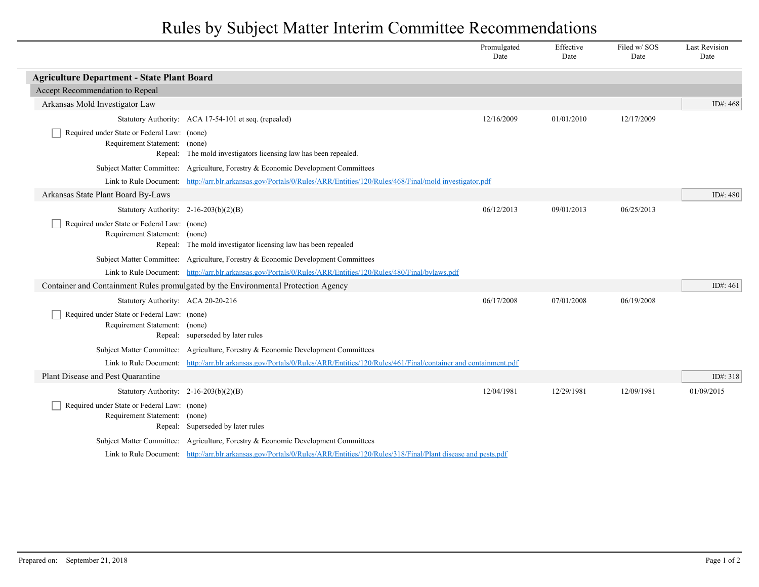# Rules by Subject Matter Interim Committee Recommendations

| | Promulgated Date | Effective Date | Filed w/ SOS Date | Last Revision Date |
|---|---|---|---|---|

## Agriculture Department - State Plant Board

### Accept Recommendation to Repeal

#### Arkansas Mold Investigator Law

ID#: 468

| | | Promulgated Date | Effective Date | Filed w/ SOS Date | Last Revision Date |
|---|---|---|---|---|---|
| Statutory Authority: | ACA 17-54-101 et seq. (repealed) | 12/16/2009 | 01/01/2010 | 12/17/2009 | |

- [ ] Required under State or Federal Law: (none)

Requirement Statement: (none)

Repeal: The mold investigators licensing law has been repealed.

Subject Matter Committee: Agriculture, Forestry & Economic Development Committees

Link to Rule Document: http://arr.blr.arkansas.gov/Portals/0/Rules/ARR/Entities/120/Rules/468/Final/mold investigator.pdf

#### Arkansas State Plant Board By-Laws

ID#: 480

| | | Promulgated Date | Effective Date | Filed w/ SOS Date | Last Revision Date |
|---|---|---|---|---|---|
| Statutory Authority: | 2-16-203(b)(2)(B) | 06/12/2013 | 09/01/2013 | 06/25/2013 | |

- [ ] Required under State or Federal Law: (none)

Requirement Statement: (none)

Repeal: The mold investigator licensing law has been repealed

Subject Matter Committee: Agriculture, Forestry & Economic Development Committees

Link to Rule Document: http://arr.blr.arkansas.gov/Portals/0/Rules/ARR/Entities/120/Rules/480/Final/bylaws.pdf

#### Container and Containment Rules promulgated by the Environmental Protection Agency

ID#: 461

| | | Promulgated Date | Effective Date | Filed w/ SOS Date | Last Revision Date |
|---|---|---|---|---|---|
| Statutory Authority: | ACA 20-20-216 | 06/17/2008 | 07/01/2008 | 06/19/2008 | |

- [ ] Required under State or Federal Law: (none)

Requirement Statement: (none)

Repeal: superseded by later rules

Subject Matter Committee: Agriculture, Forestry & Economic Development Committees

Link to Rule Document: http://arr.blr.arkansas.gov/Portals/0/Rules/ARR/Entities/120/Rules/461/Final/container and containment.pdf

#### Plant Disease and Pest Quarantine

ID#: 318

| | | Promulgated Date | Effective Date | Filed w/ SOS Date | Last Revision Date |
|---|---|---|---|---|---|
| Statutory Authority: | 2-16-203(b)(2)(B) | 12/04/1981 | 12/29/1981 | 12/09/1981 | 01/09/2015 |

- [ ] Required under State or Federal Law: (none)

Requirement Statement: (none)

Repeal: Superseded by later rules

Subject Matter Committee: Agriculture, Forestry & Economic Development Committees

Link to Rule Document: http://arr.blr.arkansas.gov/Portals/0/Rules/ARR/Entities/120/Rules/318/Final/Plant disease and pests.pdf

Prepared on: September 21, 2018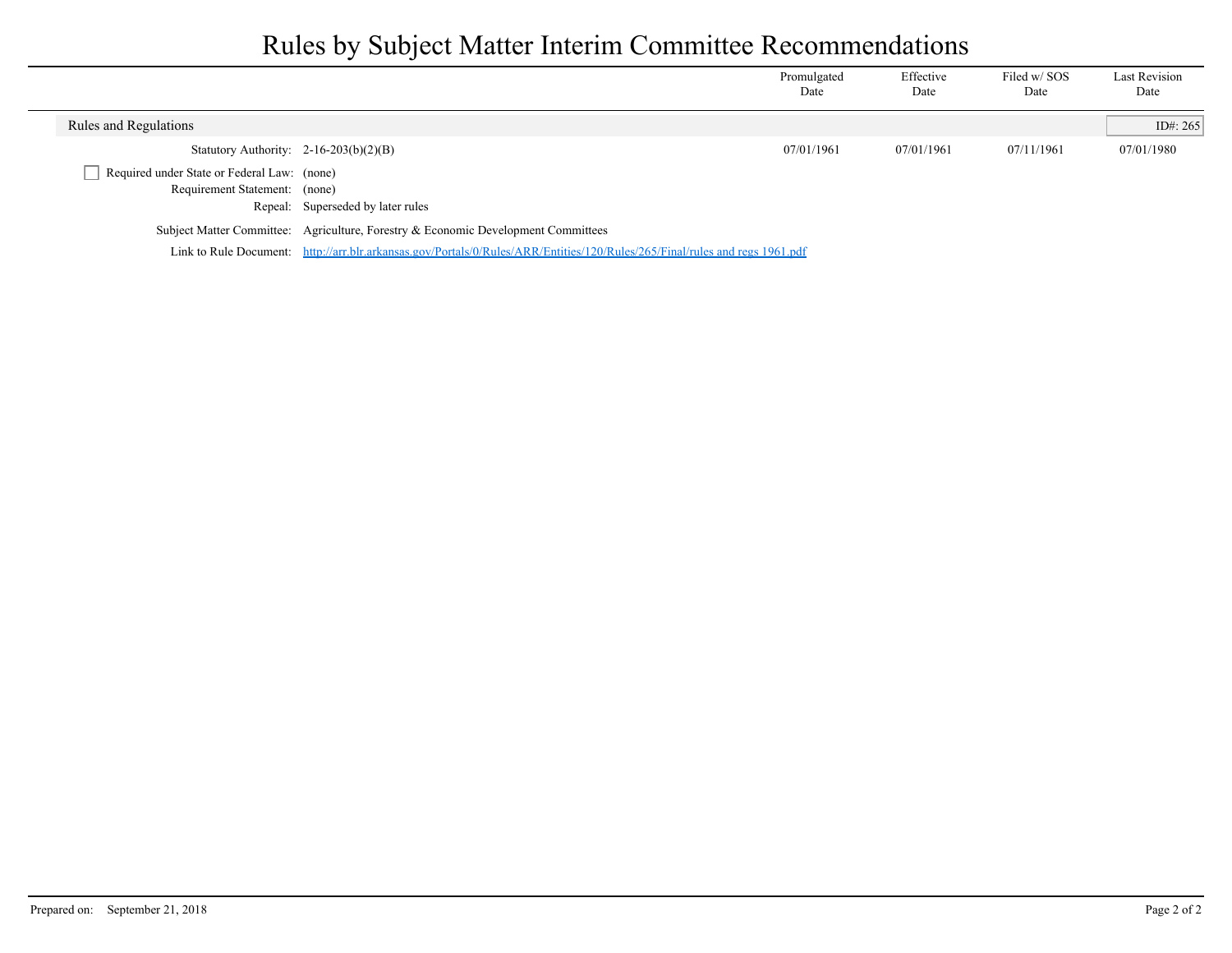# Rules by Subject Matter Interim Committee Recommendations

| | Promulgated Date | Effective Date | Filed w/ SOS Date | Last Revision Date |
|---|---|---|---|---|
| **Rules and Regulations** — ID#: 265 | | | | |
| Statutory Authority: 2-16-203(b)(2)(B) | 07/01/1961 | 07/01/1961 | 07/11/1961 | 07/01/1980 |

☐ Required under State or Federal Law: (none)

Requirement Statement: (none)

Repeal: Superseded by later rules

Subject Matter Committee: Agriculture, Forestry & Economic Development Committees

Link to Rule Document: http://arr.blr.arkansas.gov/Portals/0/Rules/ARR/Entities/120/Rules/265/Final/rules and regs 1961.pdf

Prepared on: September 21, 2018